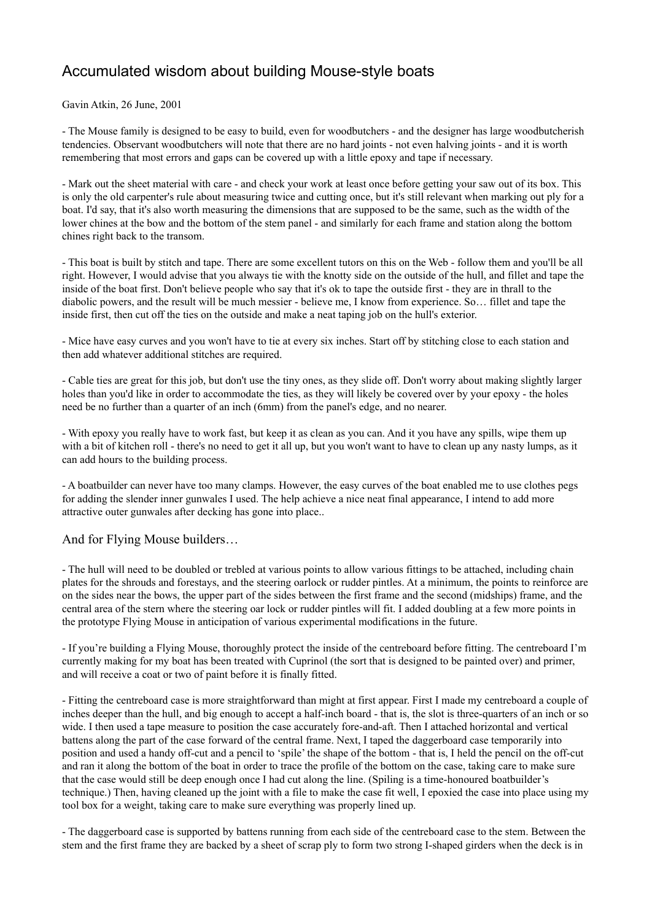# Accumulated wisdom about building Mouse-style boats

Gavin Atkin, 26 June, 2001

- The Mouse family is designed to be easy to build, even for woodbutchers - and the designer has large woodbutcherish tendencies. Observant woodbutchers will note that there are no hard joints - not even halving joints - and it is worth remembering that most errors and gaps can be covered up with a little epoxy and tape if necessary.

- Mark out the sheet material with care - and check your work at least once before getting your saw out of its box. This is only the old carpenter's rule about measuring twice and cutting once, but it's still relevant when marking out ply for a boat. I'd say, that it's also worth measuring the dimensions that are supposed to be the same, such as the width of the lower chines at the bow and the bottom of the stem panel - and similarly for each frame and station along the bottom chines right back to the transom.

- This boat is built by stitch and tape. There are some excellent tutors on this on the Web - follow them and you'll be all right. However, I would advise that you always tie with the knotty side on the outside of the hull, and fillet and tape the inside of the boat first. Don't believe people who say that it's ok to tape the outside first - they are in thrall to the diabolic powers, and the result will be much messier - believe me, I know from experience. So… fillet and tape the inside first, then cut off the ties on the outside and make a neat taping job on the hull's exterior.

- Mice have easy curves and you won't have to tie at every six inches. Start off by stitching close to each station and then add whatever additional stitches are required.

- Cable ties are great for this job, but don't use the tiny ones, as they slide off. Don't worry about making slightly larger holes than you'd like in order to accommodate the ties, as they will likely be covered over by your epoxy - the holes need be no further than a quarter of an inch (6mm) from the panel's edge, and no nearer.

- With epoxy you really have to work fast, but keep it as clean as you can. And it you have any spills, wipe them up with a bit of kitchen roll - there's no need to get it all up, but you won't want to have to clean up any nasty lumps, as it can add hours to the building process.

- A boatbuilder can never have too many clamps. However, the easy curves of the boat enabled me to use clothes pegs for adding the slender inner gunwales I used. The help achieve a nice neat final appearance, I intend to add more attractive outer gunwales after decking has gone into place..

## And for Flying Mouse builders…

- The hull will need to be doubled or trebled at various points to allow various fittings to be attached, including chain plates for the shrouds and forestays, and the steering oarlock or rudder pintles. At a minimum, the points to reinforce are on the sides near the bows, the upper part of the sides between the first frame and the second (midships) frame, and the central area of the stern where the steering oar lock or rudder pintles will fit. I added doubling at a few more points in the prototype Flying Mouse in anticipation of various experimental modifications in the future.

- If you're building a Flying Mouse, thoroughly protect the inside of the centreboard before fitting. The centreboard I'm currently making for my boat has been treated with Cuprinol (the sort that is designed to be painted over) and primer, and will receive a coat or two of paint before it is finally fitted.

- Fitting the centreboard case is more straightforward than might at first appear. First I made my centreboard a couple of inches deeper than the hull, and big enough to accept a half-inch board - that is, the slot is three-quarters of an inch or so wide. I then used a tape measure to position the case accurately fore-and-aft. Then I attached horizontal and vertical battens along the part of the case forward of the central frame. Next, I taped the daggerboard case temporarily into position and used a handy off-cut and a pencil to 'spile' the shape of the bottom - that is, I held the pencil on the off-cut and ran it along the bottom of the boat in order to trace the profile of the bottom on the case, taking care to make sure that the case would still be deep enough once I had cut along the line. (Spiling is a time-honoured boatbuilder's technique.) Then, having cleaned up the joint with a file to make the case fit well, I epoxied the case into place using my tool box for a weight, taking care to make sure everything was properly lined up.

- The daggerboard case is supported by battens running from each side of the centreboard case to the stem. Between the stem and the first frame they are backed by a sheet of scrap ply to form two strong I-shaped girders when the deck is in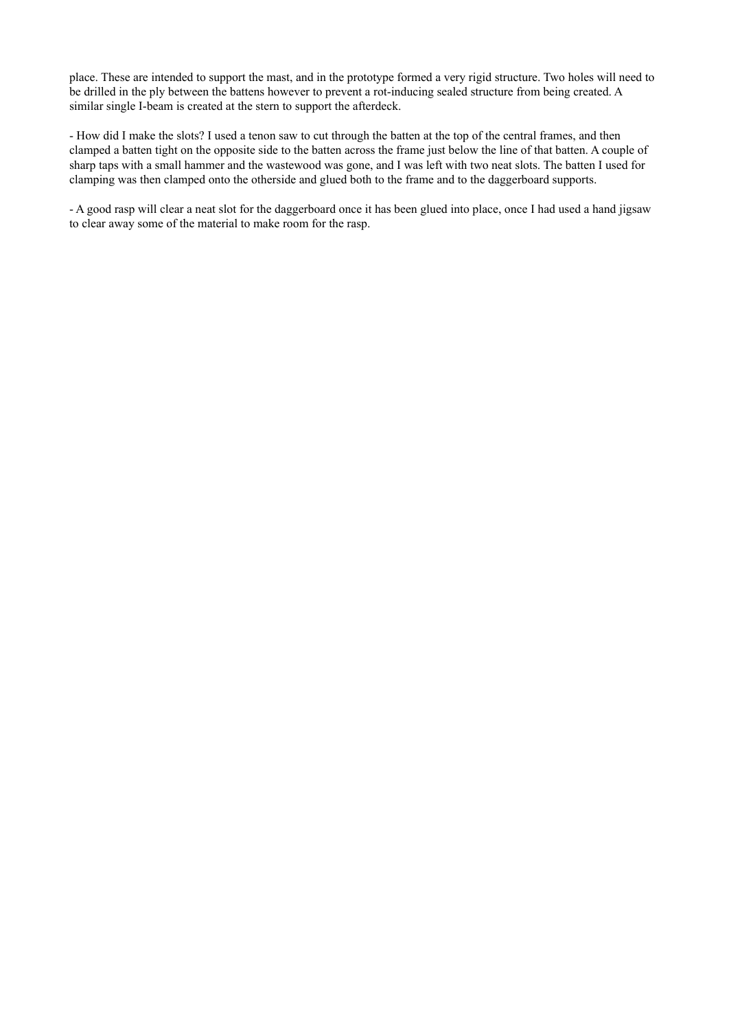place. These are intended to support the mast, and in the prototype formed a very rigid structure. Two holes will need to be drilled in the ply between the battens however to prevent a rot-inducing sealed structure from being created. A similar single I-beam is created at the stern to support the afterdeck.

- How did I make the slots? I used a tenon saw to cut through the batten at the top of the central frames, and then clamped a batten tight on the opposite side to the batten across the frame just below the line of that batten. A couple of sharp taps with a small hammer and the wastewood was gone, and I was left with two neat slots. The batten I used for clamping was then clamped onto the otherside and glued both to the frame and to the daggerboard supports.

- A good rasp will clear a neat slot for the daggerboard once it has been glued into place, once I had used a hand jigsaw to clear away some of the material to make room for the rasp.